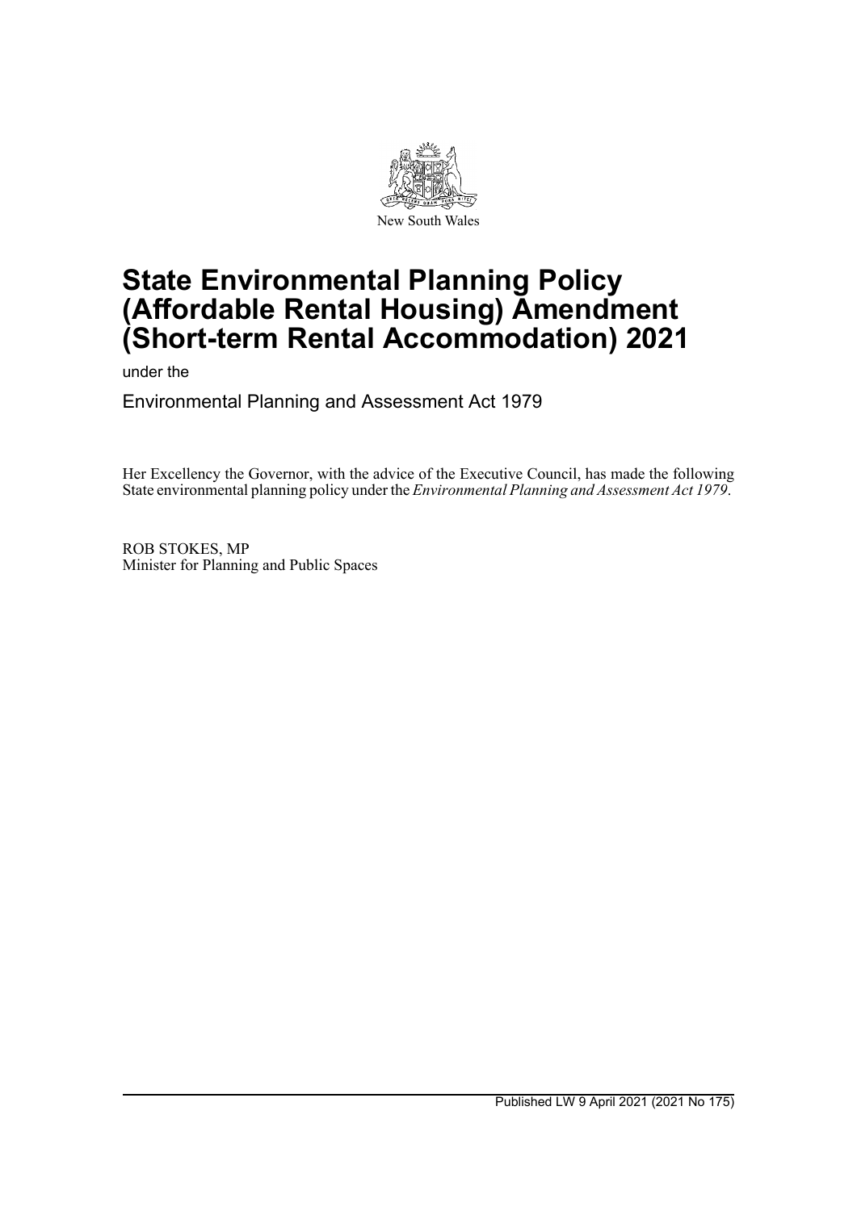New South Wales

# State Environmental Planning Policy (Affordable Rental Housing) Amendment (Short-term Rental Accommodation) 2021

under the

Environmental Planning and Assessment Act 1979

Her Excellency the Governor, with the advice of the Executive Council, has made the following State environmental planning policy under the *Environmental Planning and Assessment Act 1979*.

ROB STOKES, MP
Minister for Planning and Public Spaces

Published LW 9 April 2021 (2021 No 175)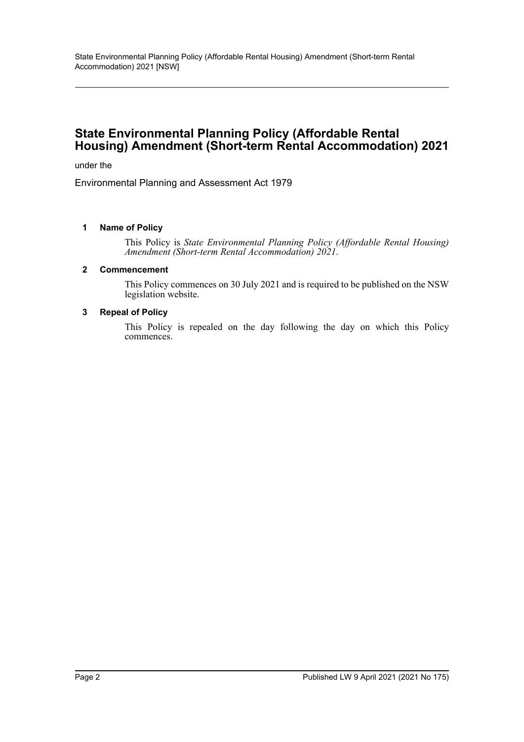# State Environmental Planning Policy (Affordable Rental Housing) Amendment (Short-term Rental Accommodation) 2021

under the

Environmental Planning and Assessment Act 1979

### 1 Name of Policy

This Policy is *State Environmental Planning Policy (Affordable Rental Housing) Amendment (Short-term Rental Accommodation) 2021*.

### 2 Commencement

This Policy commences on 30 July 2021 and is required to be published on the NSW legislation website.

### 3 Repeal of Policy

This Policy is repealed on the day following the day on which this Policy commences.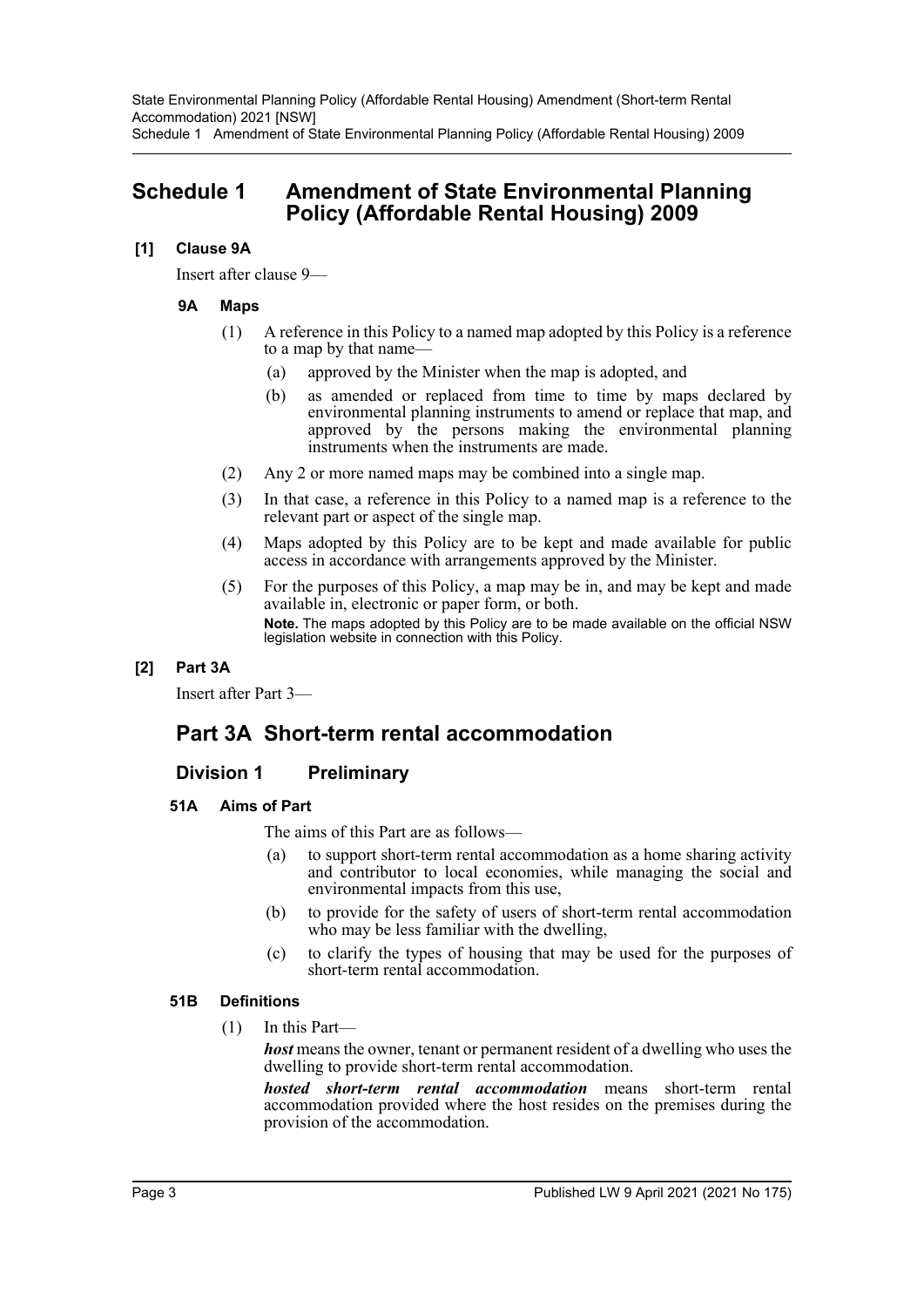## Schedule 1 Amendment of State Environmental Planning Policy (Affordable Rental Housing) 2009

**[1] Clause 9A**

Insert after clause 9—

**9A Maps**

(1) A reference in this Policy to a named map adopted by this Policy is a reference to a map by that name—

(a) approved by the Minister when the map is adopted, and

(b) as amended or replaced from time to time by maps declared by environmental planning instruments to amend or replace that map, and approved by the persons making the environmental planning instruments when the instruments are made.

(2) Any 2 or more named maps may be combined into a single map.

(3) In that case, a reference in this Policy to a named map is a reference to the relevant part or aspect of the single map.

(4) Maps adopted by this Policy are to be kept and made available for public access in accordance with arrangements approved by the Minister.

(5) For the purposes of this Policy, a map may be in, and may be kept and made available in, electronic or paper form, or both.

**Note.** The maps adopted by this Policy are to be made available on the official NSW legislation website in connection with this Policy.

**[2] Part 3A**

Insert after Part 3—

## Part 3A Short-term rental accommodation

### Division 1 Preliminary

**51A Aims of Part**

The aims of this Part are as follows—

(a) to support short-term rental accommodation as a home sharing activity and contributor to local economies, while managing the social and environmental impacts from this use,

(b) to provide for the safety of users of short-term rental accommodation who may be less familiar with the dwelling,

(c) to clarify the types of housing that may be used for the purposes of short-term rental accommodation.

**51B Definitions**

(1) In this Part—

***host*** means the owner, tenant or permanent resident of a dwelling who uses the dwelling to provide short-term rental accommodation.

***hosted short-term rental accommodation*** means short-term rental accommodation provided where the host resides on the premises during the provision of the accommodation.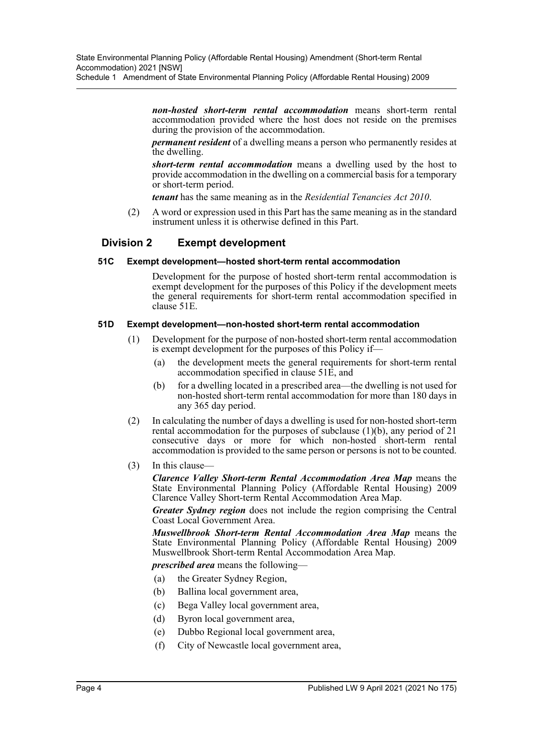***non-hosted short-term rental accommodation*** means short-term rental accommodation provided where the host does not reside on the premises during the provision of the accommodation.

***permanent resident*** of a dwelling means a person who permanently resides at the dwelling.

***short-term rental accommodation*** means a dwelling used by the host to provide accommodation in the dwelling on a commercial basis for a temporary or short-term period.

***tenant*** has the same meaning as in the *Residential Tenancies Act 2010*.

(2) A word or expression used in this Part has the same meaning as in the standard instrument unless it is otherwise defined in this Part.

## Division 2 Exempt development

### 51C Exempt development—hosted short-term rental accommodation

Development for the purpose of hosted short-term rental accommodation is exempt development for the purposes of this Policy if the development meets the general requirements for short-term rental accommodation specified in clause 51E.

### 51D Exempt development—non-hosted short-term rental accommodation

(1) Development for the purpose of non-hosted short-term rental accommodation is exempt development for the purposes of this Policy if—

(a) the development meets the general requirements for short-term rental accommodation specified in clause 51E, and

(b) for a dwelling located in a prescribed area—the dwelling is not used for non-hosted short-term rental accommodation for more than 180 days in any 365 day period.

(2) In calculating the number of days a dwelling is used for non-hosted short-term rental accommodation for the purposes of subclause (1)(b), any period of 21 consecutive days or more for which non-hosted short-term rental accommodation is provided to the same person or persons is not to be counted.

(3) In this clause—

***Clarence Valley Short-term Rental Accommodation Area Map*** means the State Environmental Planning Policy (Affordable Rental Housing) 2009 Clarence Valley Short-term Rental Accommodation Area Map.

***Greater Sydney region*** does not include the region comprising the Central Coast Local Government Area.

***Muswellbrook Short-term Rental Accommodation Area Map*** means the State Environmental Planning Policy (Affordable Rental Housing) 2009 Muswellbrook Short-term Rental Accommodation Area Map.

***prescribed area*** means the following—

(a) the Greater Sydney Region,

(b) Ballina local government area,

(c) Bega Valley local government area,

(d) Byron local government area,

(e) Dubbo Regional local government area,

(f) City of Newcastle local government area,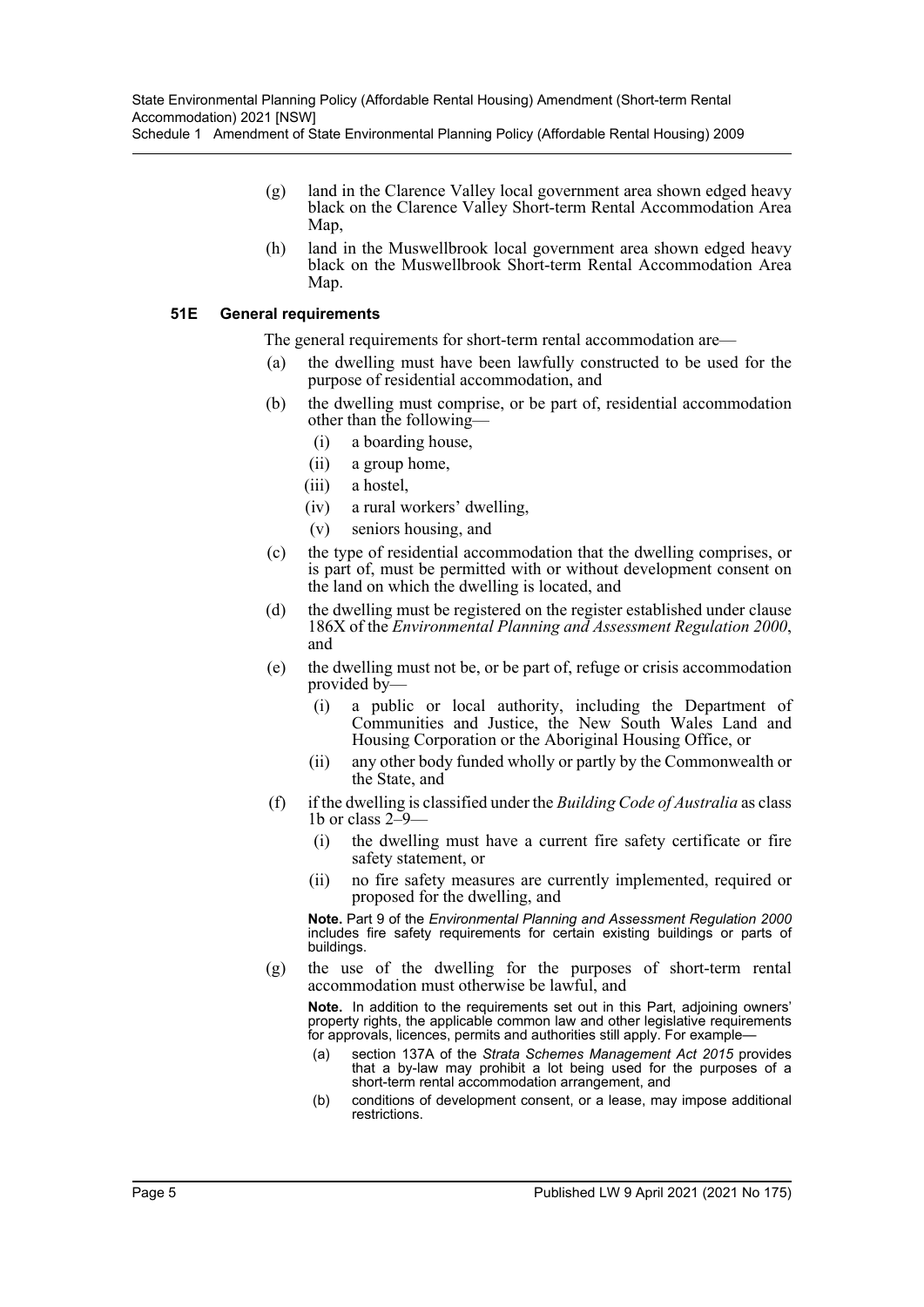- (g) land in the Clarence Valley local government area shown edged heavy black on the Clarence Valley Short-term Rental Accommodation Area Map,
- (h) land in the Muswellbrook local government area shown edged heavy black on the Muswellbrook Short-term Rental Accommodation Area Map.

### 51E General requirements

The general requirements for short-term rental accommodation are—

- (a) the dwelling must have been lawfully constructed to be used for the purpose of residential accommodation, and
- (b) the dwelling must comprise, or be part of, residential accommodation other than the following—
  - (i) a boarding house,
  - (ii) a group home,
  - (iii) a hostel,
  - (iv) a rural workers' dwelling,
  - (v) seniors housing, and
- (c) the type of residential accommodation that the dwelling comprises, or is part of, must be permitted with or without development consent on the land on which the dwelling is located, and
- (d) the dwelling must be registered on the register established under clause 186X of the *Environmental Planning and Assessment Regulation 2000*, and
- (e) the dwelling must not be, or be part of, refuge or crisis accommodation provided by—
  - (i) a public or local authority, including the Department of Communities and Justice, the New South Wales Land and Housing Corporation or the Aboriginal Housing Office, or
  - (ii) any other body funded wholly or partly by the Commonwealth or the State, and
- (f) if the dwelling is classified under the *Building Code of Australia* as class 1b or class 2–9—
  - (i) the dwelling must have a current fire safety certificate or fire safety statement, or
  - (ii) no fire safety measures are currently implemented, required or proposed for the dwelling, and

  **Note.** Part 9 of the *Environmental Planning and Assessment Regulation 2000* includes fire safety requirements for certain existing buildings or parts of buildings.
- (g) the use of the dwelling for the purposes of short-term rental accommodation must otherwise be lawful, and

  **Note.** In addition to the requirements set out in this Part, adjoining owners' property rights, the applicable common law and other legislative requirements for approvals, licences, permits and authorities still apply. For example—
  - (a) section 137A of the *Strata Schemes Management Act 2015* provides that a by-law may prohibit a lot being used for the purposes of a short-term rental accommodation arrangement, and
  - (b) conditions of development consent, or a lease, may impose additional restrictions.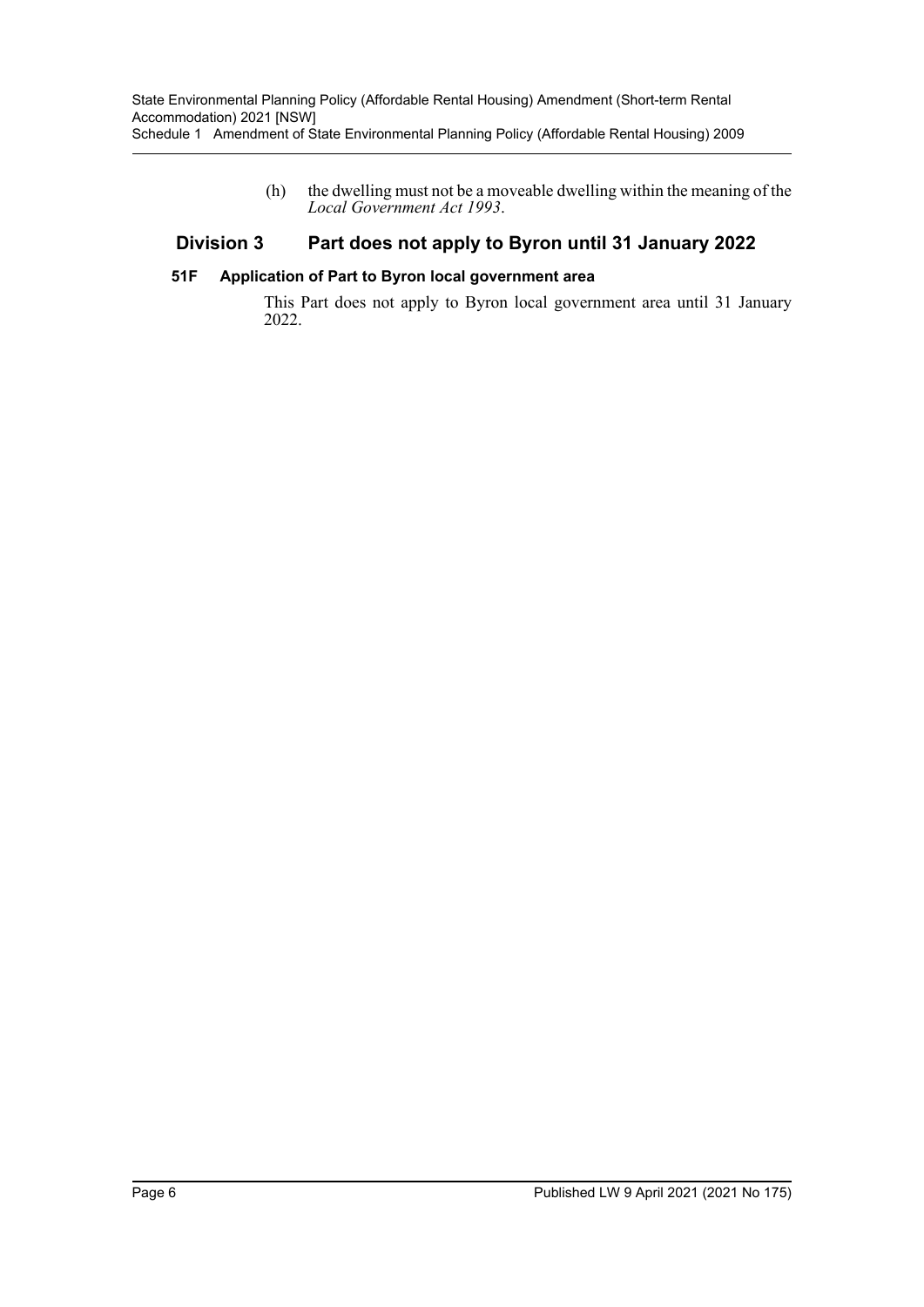(h) the dwelling must not be a moveable dwelling within the meaning of the *Local Government Act 1993*.

## Division 3 Part does not apply to Byron until 31 January 2022

### 51F Application of Part to Byron local government area

This Part does not apply to Byron local government area until 31 January 2022.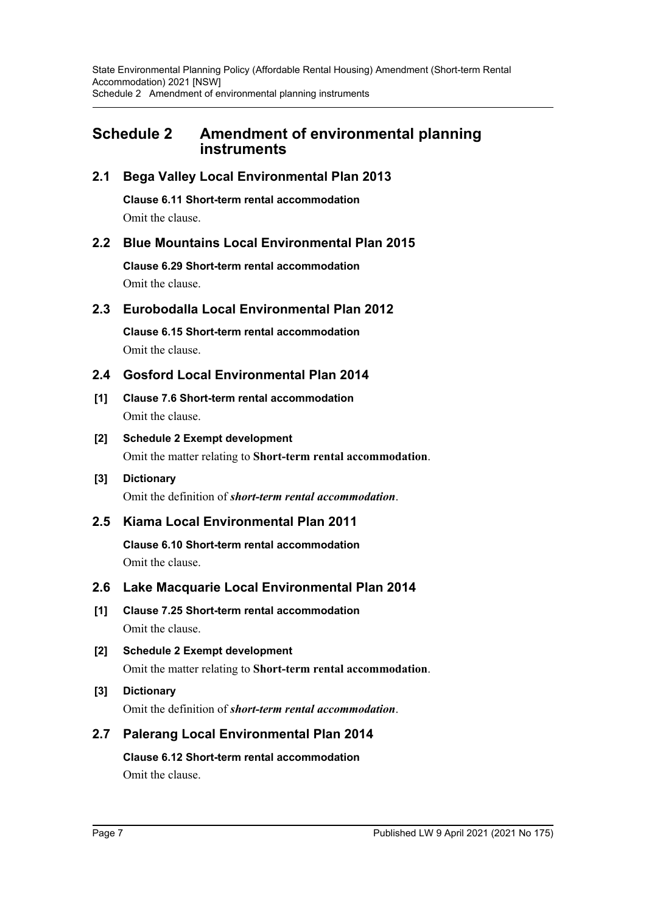# Schedule 2 Amendment of environmental planning instruments

## 2.1 Bega Valley Local Environmental Plan 2013

**Clause 6.11 Short-term rental accommodation**

Omit the clause.

## 2.2 Blue Mountains Local Environmental Plan 2015

**Clause 6.29 Short-term rental accommodation**

Omit the clause.

## 2.3 Eurobodalla Local Environmental Plan 2012

**Clause 6.15 Short-term rental accommodation**

Omit the clause.

## 2.4 Gosford Local Environmental Plan 2014

**[1] Clause 7.6 Short-term rental accommodation**

Omit the clause.

**[2] Schedule 2 Exempt development**

Omit the matter relating to **Short-term rental accommodation**.

**[3] Dictionary**

Omit the definition of ***short-term rental accommodation***.

## 2.5 Kiama Local Environmental Plan 2011

**Clause 6.10 Short-term rental accommodation**

Omit the clause.

## 2.6 Lake Macquarie Local Environmental Plan 2014

**[1] Clause 7.25 Short-term rental accommodation**

Omit the clause.

**[2] Schedule 2 Exempt development**

Omit the matter relating to **Short-term rental accommodation**.

**[3] Dictionary**

Omit the definition of ***short-term rental accommodation***.

## 2.7 Palerang Local Environmental Plan 2014

**Clause 6.12 Short-term rental accommodation**

Omit the clause.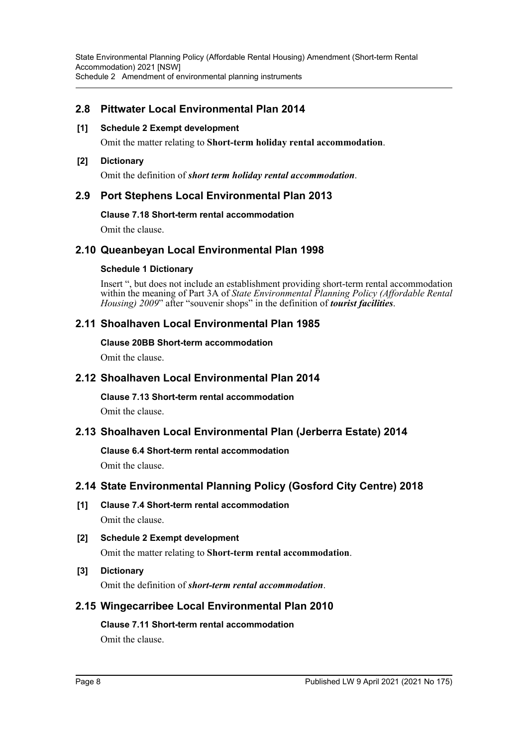## 2.8 Pittwater Local Environmental Plan 2014

**[1] Schedule 2 Exempt development**

Omit the matter relating to **Short-term holiday rental accommodation**.

**[2] Dictionary**

Omit the definition of ***short term holiday rental accommodation***.

## 2.9 Port Stephens Local Environmental Plan 2013

**Clause 7.18 Short-term rental accommodation**

Omit the clause.

## 2.10 Queanbeyan Local Environmental Plan 1998

**Schedule 1 Dictionary**

Insert ", but does not include an establishment providing short-term rental accommodation within the meaning of Part 3A of *State Environmental Planning Policy (Affordable Rental Housing) 2009*" after "souvenir shops" in the definition of ***tourist facilities***.

## 2.11 Shoalhaven Local Environmental Plan 1985

**Clause 20BB Short-term accommodation**

Omit the clause.

## 2.12 Shoalhaven Local Environmental Plan 2014

**Clause 7.13 Short-term rental accommodation**

Omit the clause.

## 2.13 Shoalhaven Local Environmental Plan (Jerberra Estate) 2014

**Clause 6.4 Short-term rental accommodation**

Omit the clause.

## 2.14 State Environmental Planning Policy (Gosford City Centre) 2018

**[1] Clause 7.4 Short-term rental accommodation**

Omit the clause.

**[2] Schedule 2 Exempt development**

Omit the matter relating to **Short-term rental accommodation**.

**[3] Dictionary**

Omit the definition of ***short-term rental accommodation***.

## 2.15 Wingecarribee Local Environmental Plan 2010

**Clause 7.11 Short-term rental accommodation**

Omit the clause.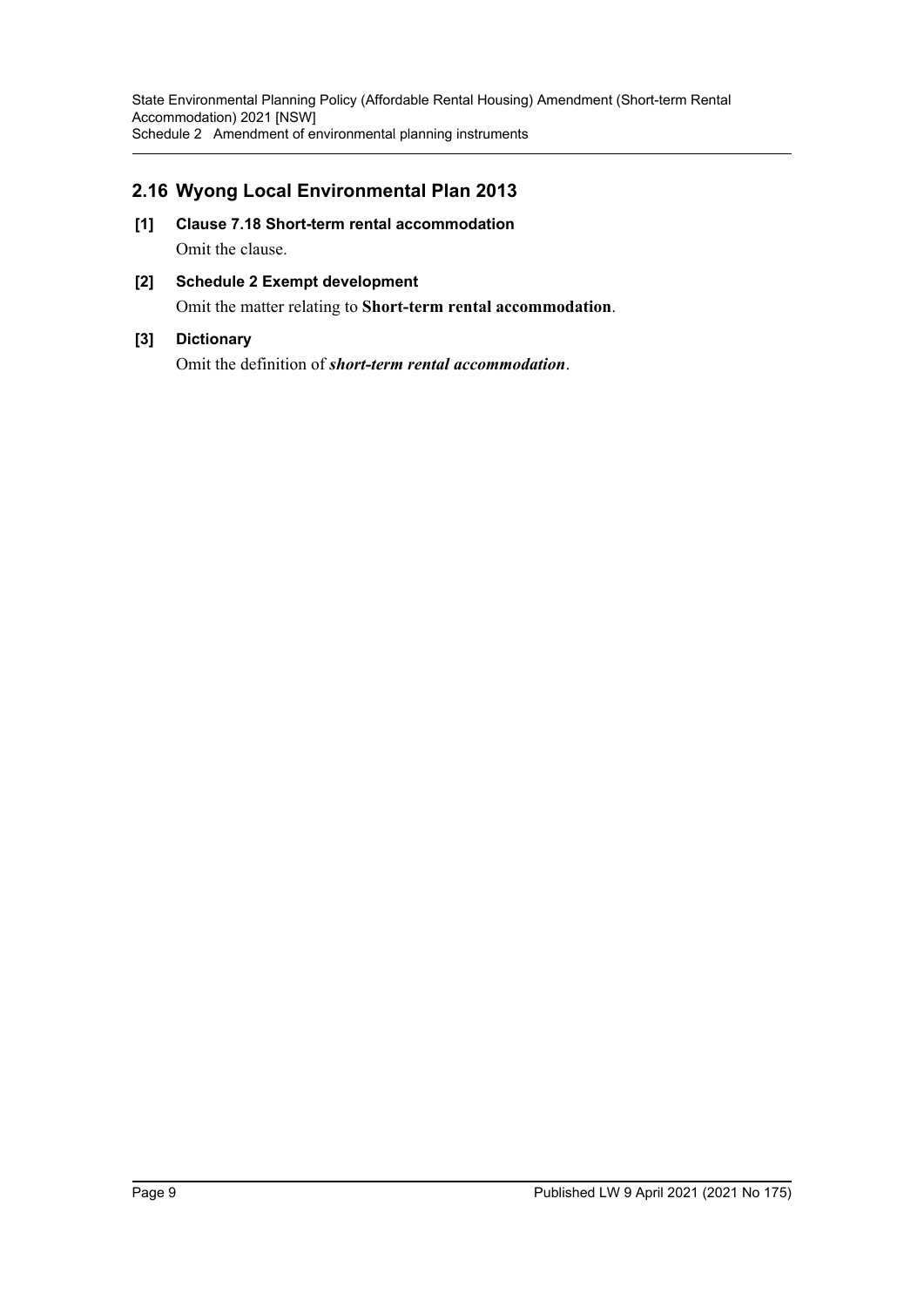## 2.16 Wyong Local Environmental Plan 2013

**[1] Clause 7.18 Short-term rental accommodation**

Omit the clause.

**[2] Schedule 2 Exempt development**

Omit the matter relating to **Short-term rental accommodation**.

**[3] Dictionary**

Omit the definition of ***short-term rental accommodation***.